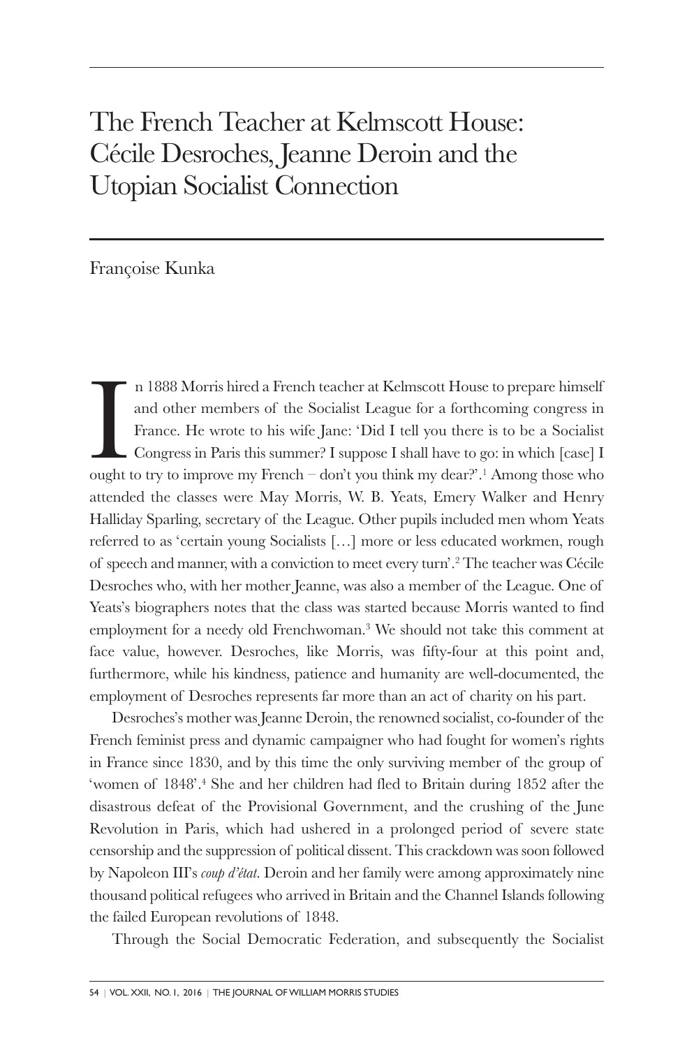# The French Teacher at Kelmscott House: Cécile Desroches, Jeanne Deroin and the Utopian Socialist Connection

Françoise Kunka

In 1888 Morris hired a French teacher at Kelmscott House to prepare himself and other members of the Socialist League for a forthcoming congress in France. He wrote to his wife Jane: 'Did I tell you there is to be a Socialist Congress in Paris this summer? I suppose I shall have to go: in which [case] I ought to try to improve my French – don't you think my dear?'.[1] Among those who attended the classes were May Morris, W. B. Yeats, Emery Walker and Henry Halliday Sparling, secretary of the League. Other pupils included men whom Yeats referred to as 'certain young Socialists […] more or less educated workmen, rough of speech and manner, with a conviction to meet every turn'.[2] The teacher was Cécile Desroches who, with her mother Jeanne, was also a member of the League. One of Yeats's biographers notes that the class was started because Morris wanted to find employment for a needy old Frenchwoman.[3] We should not take this comment at face value, however. Desroches, like Morris, was fifty-four at this point and, furthermore, while his kindness, patience and humanity are well-documented, the employment of Desroches represents far more than an act of charity on his part.

Desroches's mother was Jeanne Deroin, the renowned socialist, co-founder of the French feminist press and dynamic campaigner who had fought for women's rights in France since 1830, and by this time the only surviving member of the group of 'women of 1848'.[4] She and her children had fled to Britain during 1852 after the disastrous defeat of the Provisional Government, and the crushing of the June Revolution in Paris, which had ushered in a prolonged period of severe state censorship and the suppression of political dissent. This crackdown was soon followed by Napoleon III's *coup d'état*. Deroin and her family were among approximately nine thousand political refugees who arrived in Britain and the Channel Islands following the failed European revolutions of 1848.

Through the Social Democratic Federation, and subsequently the Socialist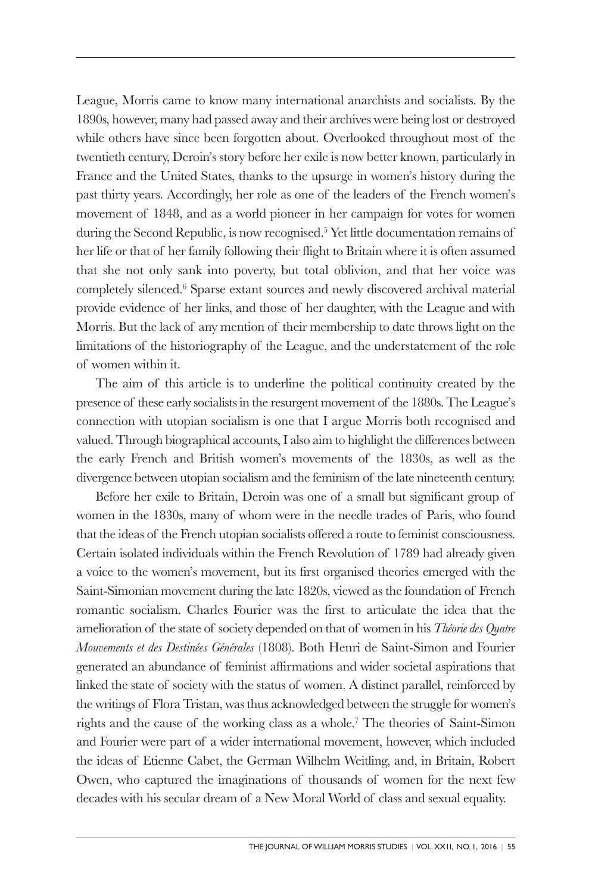League, Morris came to know many international anarchists and socialists. By the 1890s, however, many had passed away and their archives were being lost or destroyed while others have since been forgotten about. Overlooked throughout most of the twentieth century, Deroin's story before her exile is now better known, particularly in France and the United States, thanks to the upsurge in women's history during the past thirty years. Accordingly, her role as one of the leaders of the French women's movement of 1848, and as a world pioneer in her campaign for votes for women during the Second Republic, is now recognised.[5] Yet little documentation remains of her life or that of her family following their flight to Britain where it is often assumed that she not only sank into poverty, but total oblivion, and that her voice was completely silenced.[6] Sparse extant sources and newly discovered archival material provide evidence of her links, and those of her daughter, with the League and with Morris. But the lack of any mention of their membership to date throws light on the limitations of the historiography of the League, and the understatement of the role of women within it.

The aim of this article is to underline the political continuity created by the presence of these early socialists in the resurgent movement of the 1880s. The League's connection with utopian socialism is one that I argue Morris both recognised and valued. Through biographical accounts, I also aim to highlight the differences between the early French and British women's movements of the 1830s, as well as the divergence between utopian socialism and the feminism of the late nineteenth century.

Before her exile to Britain, Deroin was one of a small but significant group of women in the 1830s, many of whom were in the needle trades of Paris, who found that the ideas of the French utopian socialists offered a route to feminist consciousness. Certain isolated individuals within the French Revolution of 1789 had already given a voice to the women's movement, but its first organised theories emerged with the Saint-Simonian movement during the late 1820s, viewed as the foundation of French romantic socialism. Charles Fourier was the first to articulate the idea that the amelioration of the state of society depended on that of women in his *Théorie des Quatre Mouvements et des Destinées Générales* (1808). Both Henri de Saint-Simon and Fourier generated an abundance of feminist affirmations and wider societal aspirations that linked the state of society with the status of women. A distinct parallel, reinforced by the writings of Flora Tristan, was thus acknowledged between the struggle for women's rights and the cause of the working class as a whole.[7] The theories of Saint-Simon and Fourier were part of a wider international movement, however, which included the ideas of Etienne Cabet, the German Wilhelm Weitling, and, in Britain, Robert Owen, who captured the imaginations of thousands of women for the next few decades with his secular dream of a New Moral World of class and sexual equality.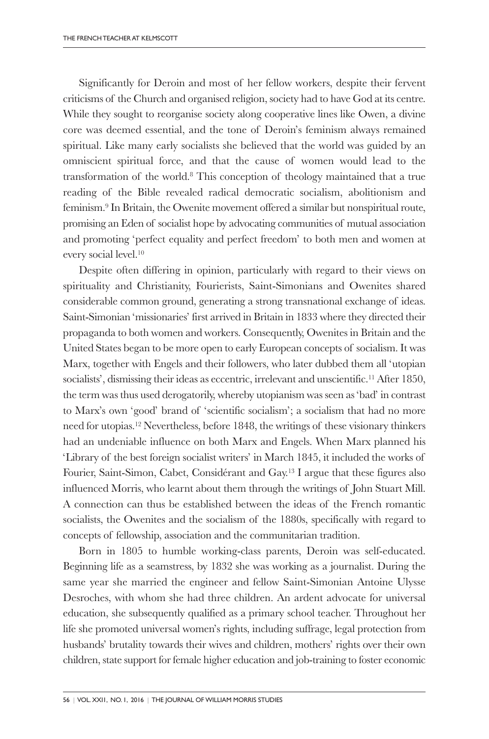Significantly for Deroin and most of her fellow workers, despite their fervent criticisms of the Church and organised religion, society had to have God at its centre. While they sought to reorganise society along cooperative lines like Owen, a divine core was deemed essential, and the tone of Deroin's feminism always remained spiritual. Like many early socialists she believed that the world was guided by an omniscient spiritual force, and that the cause of women would lead to the transformation of the world.[8] This conception of theology maintained that a true reading of the Bible revealed radical democratic socialism, abolitionism and feminism.[9] In Britain, the Owenite movement offered a similar but nonspiritual route, promising an Eden of socialist hope by advocating communities of mutual association and promoting 'perfect equality and perfect freedom' to both men and women at every social level.[10]

Despite often differing in opinion, particularly with regard to their views on spirituality and Christianity, Fourierists, Saint-Simonians and Owenites shared considerable common ground, generating a strong transnational exchange of ideas. Saint-Simonian 'missionaries' first arrived in Britain in 1833 where they directed their propaganda to both women and workers. Consequently, Owenites in Britain and the United States began to be more open to early European concepts of socialism. It was Marx, together with Engels and their followers, who later dubbed them all 'utopian socialists', dismissing their ideas as eccentric, irrelevant and unscientific.[11] After 1850, the term was thus used derogatorily, whereby utopianism was seen as 'bad' in contrast to Marx's own 'good' brand of 'scientific socialism'; a socialism that had no more need for utopias.[12] Nevertheless, before 1848, the writings of these visionary thinkers had an undeniable influence on both Marx and Engels. When Marx planned his 'Library of the best foreign socialist writers' in March 1845, it included the works of Fourier, Saint-Simon, Cabet, Considérant and Gay.[13] I argue that these figures also influenced Morris, who learnt about them through the writings of John Stuart Mill. A connection can thus be established between the ideas of the French romantic socialists, the Owenites and the socialism of the 1880s, specifically with regard to concepts of fellowship, association and the communitarian tradition.

Born in 1805 to humble working-class parents, Deroin was self-educated. Beginning life as a seamstress, by 1832 she was working as a journalist. During the same year she married the engineer and fellow Saint-Simonian Antoine Ulysse Desroches, with whom she had three children. An ardent advocate for universal education, she subsequently qualified as a primary school teacher. Throughout her life she promoted universal women's rights, including suffrage, legal protection from husbands' brutality towards their wives and children, mothers' rights over their own children, state support for female higher education and job-training to foster economic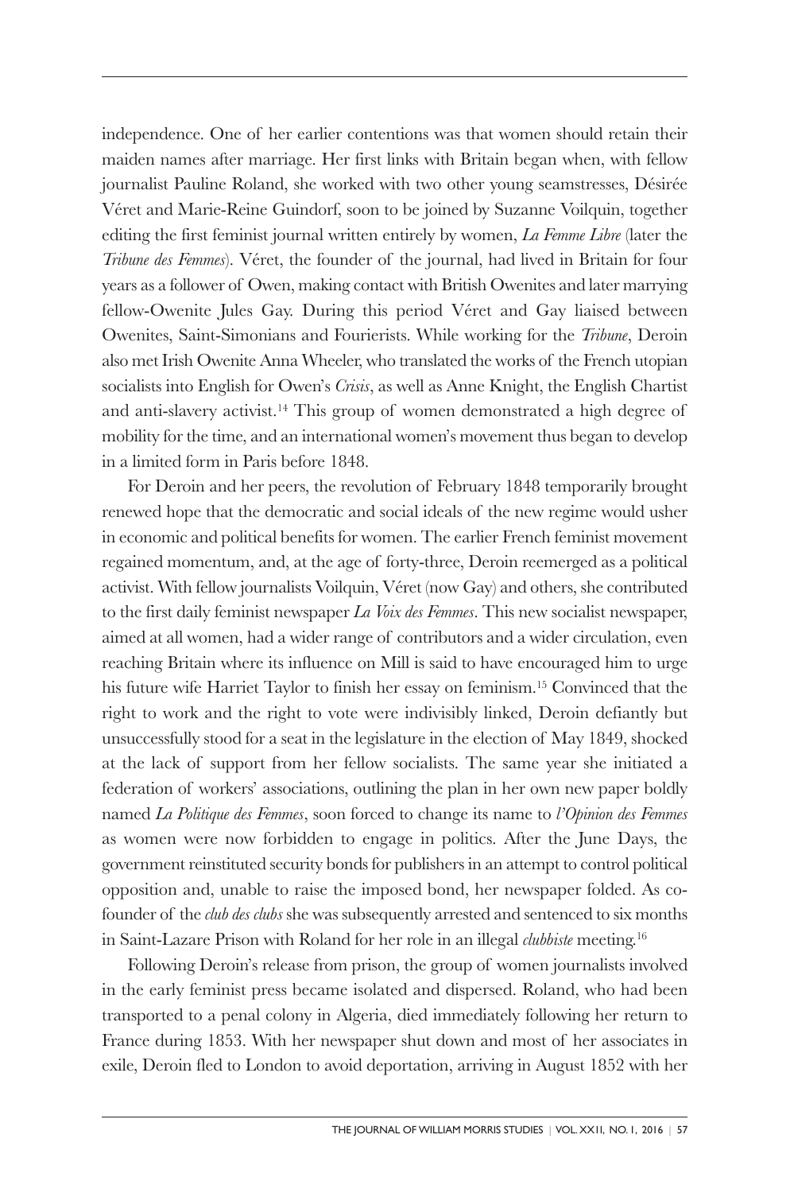independence. One of her earlier contentions was that women should retain their maiden names after marriage. Her first links with Britain began when, with fellow journalist Pauline Roland, she worked with two other young seamstresses, Désirée Véret and Marie-Reine Guindorf, soon to be joined by Suzanne Voilquin, together editing the first feminist journal written entirely by women, *La Femme Libre* (later the *Tribune des Femmes*). Véret, the founder of the journal, had lived in Britain for four years as a follower of Owen, making contact with British Owenites and later marrying fellow-Owenite Jules Gay. During this period Véret and Gay liaised between Owenites, Saint-Simonians and Fourierists. While working for the *Tribune*, Deroin also met Irish Owenite Anna Wheeler, who translated the works of the French utopian socialists into English for Owen's *Crisis*, as well as Anne Knight, the English Chartist and anti-slavery activist.[14] This group of women demonstrated a high degree of mobility for the time, and an international women's movement thus began to develop in a limited form in Paris before 1848.

For Deroin and her peers, the revolution of February 1848 temporarily brought renewed hope that the democratic and social ideals of the new regime would usher in economic and political benefits for women. The earlier French feminist movement regained momentum, and, at the age of forty-three, Deroin reemerged as a political activist. With fellow journalists Voilquin, Véret (now Gay) and others, she contributed to the first daily feminist newspaper *La Voix des Femmes*. This new socialist newspaper, aimed at all women, had a wider range of contributors and a wider circulation, even reaching Britain where its influence on Mill is said to have encouraged him to urge his future wife Harriet Taylor to finish her essay on feminism.[15] Convinced that the right to work and the right to vote were indivisibly linked, Deroin defiantly but unsuccessfully stood for a seat in the legislature in the election of May 1849, shocked at the lack of support from her fellow socialists. The same year she initiated a federation of workers' associations, outlining the plan in her own new paper boldly named *La Politique des Femmes*, soon forced to change its name to *l'Opinion des Femmes* as women were now forbidden to engage in politics. After the June Days, the government reinstituted security bonds for publishers in an attempt to control political opposition and, unable to raise the imposed bond, her newspaper folded. As co-founder of the *club des clubs* she was subsequently arrested and sentenced to six months in Saint-Lazare Prison with Roland for her role in an illegal *clubbiste* meeting.[16]

Following Deroin's release from prison, the group of women journalists involved in the early feminist press became isolated and dispersed. Roland, who had been transported to a penal colony in Algeria, died immediately following her return to France during 1853. With her newspaper shut down and most of her associates in exile, Deroin fled to London to avoid deportation, arriving in August 1852 with her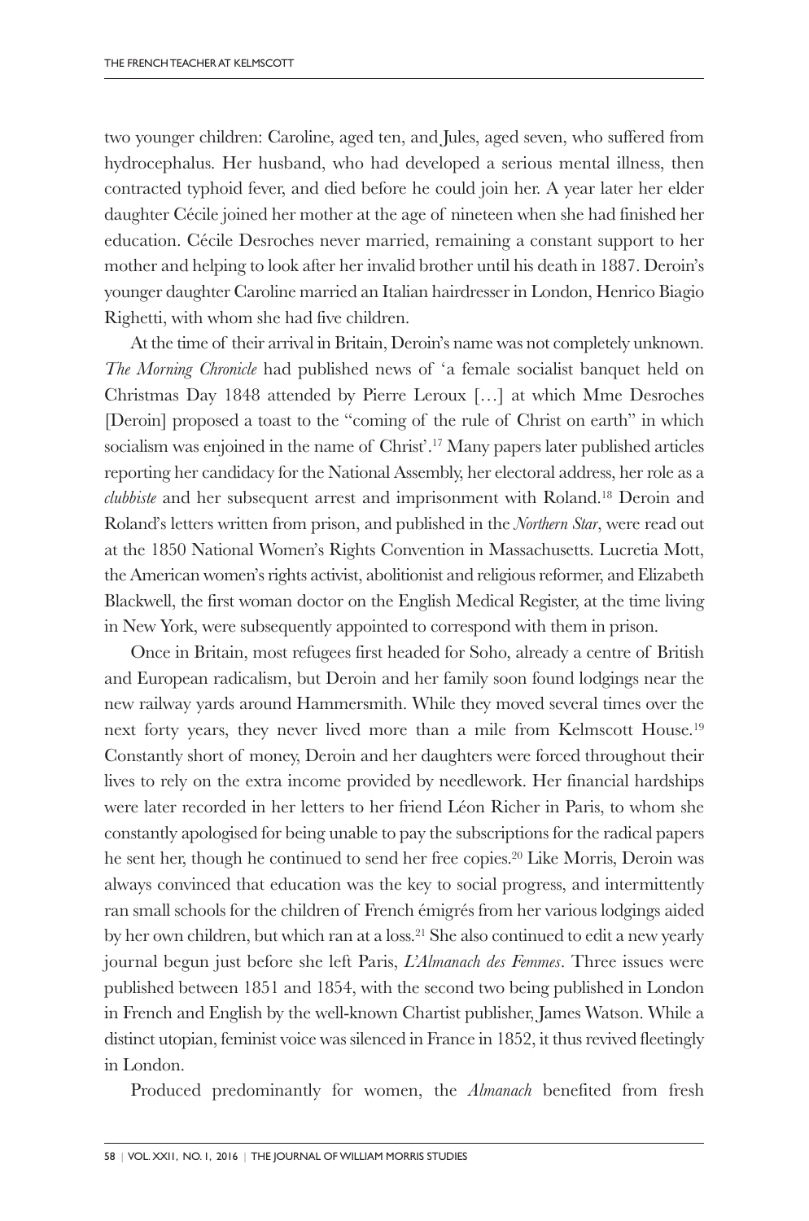two younger children: Caroline, aged ten, and Jules, aged seven, who suffered from hydrocephalus. Her husband, who had developed a serious mental illness, then contracted typhoid fever, and died before he could join her. A year later her elder daughter Cécile joined her mother at the age of nineteen when she had finished her education. Cécile Desroches never married, remaining a constant support to her mother and helping to look after her invalid brother until his death in 1887. Deroin's younger daughter Caroline married an Italian hairdresser in London, Henrico Biagio Righetti, with whom she had five children.

At the time of their arrival in Britain, Deroin's name was not completely unknown. *The Morning Chronicle* had published news of 'a female socialist banquet held on Christmas Day 1848 attended by Pierre Leroux […] at which Mme Desroches [Deroin] proposed a toast to the "coming of the rule of Christ on earth" in which socialism was enjoined in the name of Christ'.[17] Many papers later published articles reporting her candidacy for the National Assembly, her electoral address, her role as a *clubbiste* and her subsequent arrest and imprisonment with Roland.[18] Deroin and Roland's letters written from prison, and published in the *Northern Star*, were read out at the 1850 National Women's Rights Convention in Massachusetts. Lucretia Mott, the American women's rights activist, abolitionist and religious reformer, and Elizabeth Blackwell, the first woman doctor on the English Medical Register, at the time living in New York, were subsequently appointed to correspond with them in prison.

Once in Britain, most refugees first headed for Soho, already a centre of British and European radicalism, but Deroin and her family soon found lodgings near the new railway yards around Hammersmith. While they moved several times over the next forty years, they never lived more than a mile from Kelmscott House.[19] Constantly short of money, Deroin and her daughters were forced throughout their lives to rely on the extra income provided by needlework. Her financial hardships were later recorded in her letters to her friend Léon Richer in Paris, to whom she constantly apologised for being unable to pay the subscriptions for the radical papers he sent her, though he continued to send her free copies.[20] Like Morris, Deroin was always convinced that education was the key to social progress, and intermittently ran small schools for the children of French émigrés from her various lodgings aided by her own children, but which ran at a loss.[21] She also continued to edit a new yearly journal begun just before she left Paris, *L'Almanach des Femmes*. Three issues were published between 1851 and 1854, with the second two being published in London in French and English by the well-known Chartist publisher, James Watson. While a distinct utopian, feminist voice was silenced in France in 1852, it thus revived fleetingly in London.

Produced predominantly for women, the *Almanach* benefited from fresh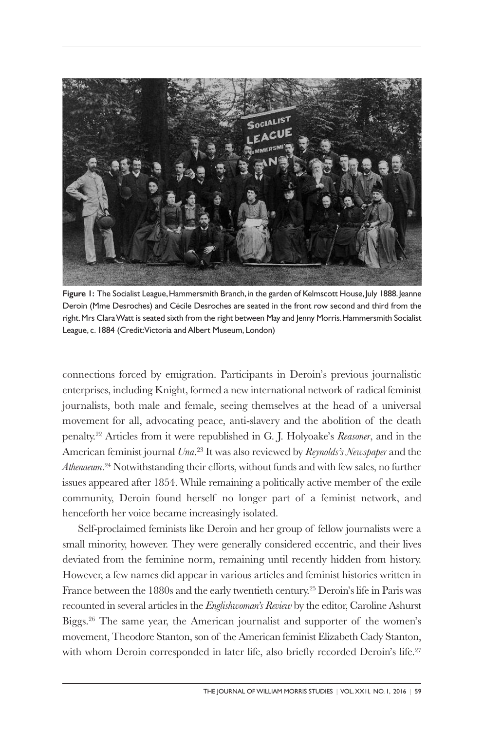**Figure 1:** The Socialist League, Hammersmith Branch, in the garden of Kelmscott House, July 1888. Jeanne Deroin (Mme Desroches) and Cécile Desroches are seated in the front row second and third from the right. Mrs Clara Watt is seated sixth from the right between May and Jenny Morris. Hammersmith Socialist League, c. 1884 (Credit: Victoria and Albert Museum, London)

connections forced by emigration. Participants in Deroin's previous journalistic enterprises, including Knight, formed a new international network of radical feminist journalists, both male and female, seeing themselves at the head of a universal movement for all, advocating peace, anti-slavery and the abolition of the death penalty.[22] Articles from it were republished in G. J. Holyoake's *Reasoner*, and in the American feminist journal *Una*.[23] It was also reviewed by *Reynolds's Newspaper* and the *Athenaeum*.[24] Notwithstanding their efforts, without funds and with few sales, no further issues appeared after 1854. While remaining a politically active member of the exile community, Deroin found herself no longer part of a feminist network, and henceforth her voice became increasingly isolated.

Self-proclaimed feminists like Deroin and her group of fellow journalists were a small minority, however. They were generally considered eccentric, and their lives deviated from the feminine norm, remaining until recently hidden from history. However, a few names did appear in various articles and feminist histories written in France between the 1880s and the early twentieth century.[25] Deroin's life in Paris was recounted in several articles in the *Englishwoman's Review* by the editor, Caroline Ashurst Biggs.[26] The same year, the American journalist and supporter of the women's movement, Theodore Stanton, son of the American feminist Elizabeth Cady Stanton, with whom Deroin corresponded in later life, also briefly recorded Deroin's life.[27]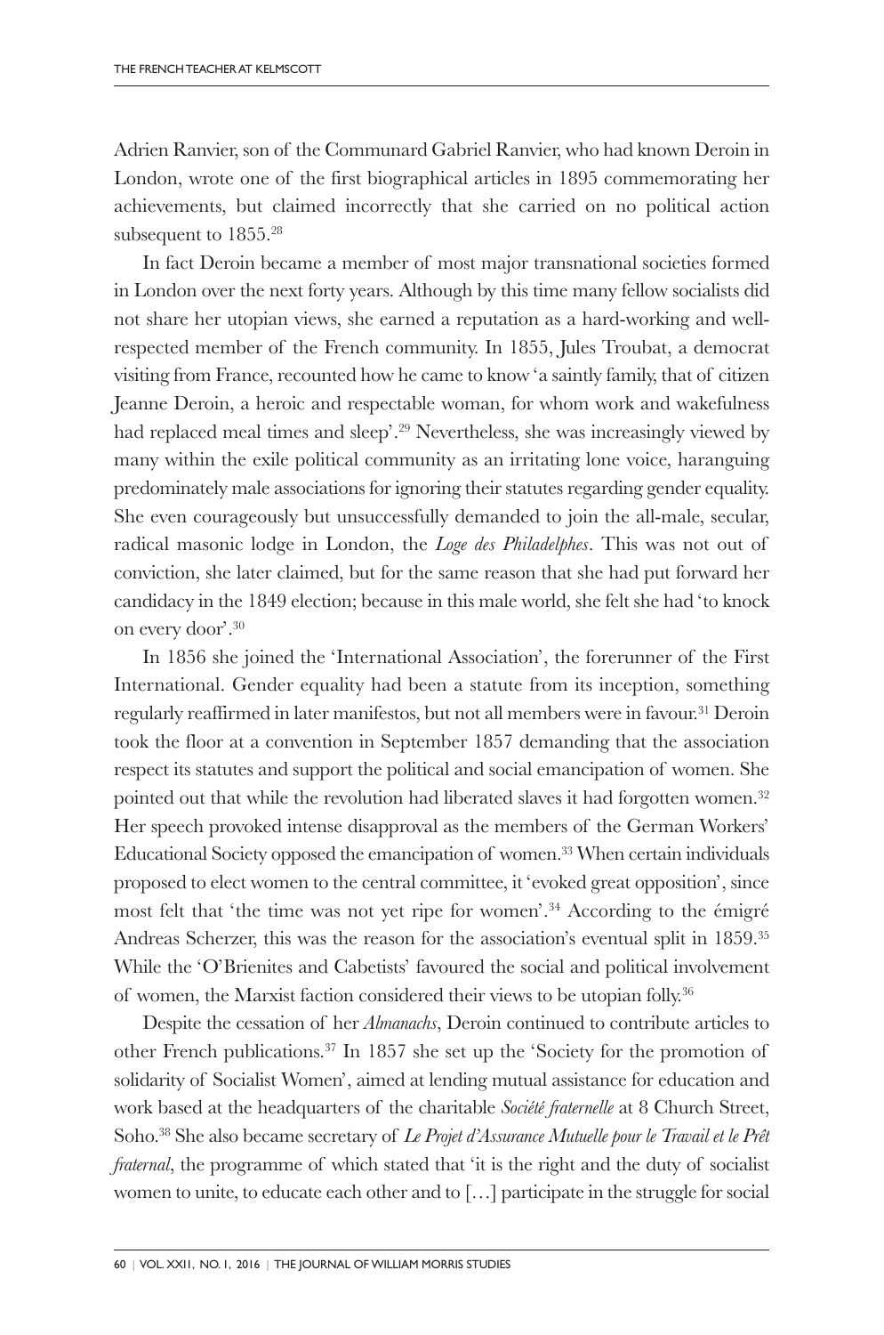Adrien Ranvier, son of the Communard Gabriel Ranvier, who had known Deroin in London, wrote one of the first biographical articles in 1895 commemorating her achievements, but claimed incorrectly that she carried on no political action subsequent to 1855.[28]

In fact Deroin became a member of most major transnational societies formed in London over the next forty years. Although by this time many fellow socialists did not share her utopian views, she earned a reputation as a hard-working and well-respected member of the French community. In 1855, Jules Troubat, a democrat visiting from France, recounted how he came to know 'a saintly family, that of citizen Jeanne Deroin, a heroic and respectable woman, for whom work and wakefulness had replaced meal times and sleep'.[29] Nevertheless, she was increasingly viewed by many within the exile political community as an irritating lone voice, haranguing predominately male associations for ignoring their statutes regarding gender equality. She even courageously but unsuccessfully demanded to join the all-male, secular, radical masonic lodge in London, the *Loge des Philadelphes*. This was not out of conviction, she later claimed, but for the same reason that she had put forward her candidacy in the 1849 election; because in this male world, she felt she had 'to knock on every door'.[30]

In 1856 she joined the 'International Association', the forerunner of the First International. Gender equality had been a statute from its inception, something regularly reaffirmed in later manifestos, but not all members were in favour.[31] Deroin took the floor at a convention in September 1857 demanding that the association respect its statutes and support the political and social emancipation of women. She pointed out that while the revolution had liberated slaves it had forgotten women.[32] Her speech provoked intense disapproval as the members of the German Workers' Educational Society opposed the emancipation of women.[33] When certain individuals proposed to elect women to the central committee, it 'evoked great opposition', since most felt that 'the time was not yet ripe for women'.[34] According to the émigré Andreas Scherzer, this was the reason for the association's eventual split in 1859.[35] While the 'O'Brienites and Cabetists' favoured the social and political involvement of women, the Marxist faction considered their views to be utopian folly.[36]

Despite the cessation of her *Almanachs*, Deroin continued to contribute articles to other French publications.[37] In 1857 she set up the 'Society for the promotion of solidarity of Socialist Women', aimed at lending mutual assistance for education and work based at the headquarters of the charitable *Société fraternelle* at 8 Church Street, Soho.[38] She also became secretary of *Le Projet d'Assurance Mutuelle pour le Travail et le Prêt fraternal*, the programme of which stated that 'it is the right and the duty of socialist women to unite, to educate each other and to […] participate in the struggle for social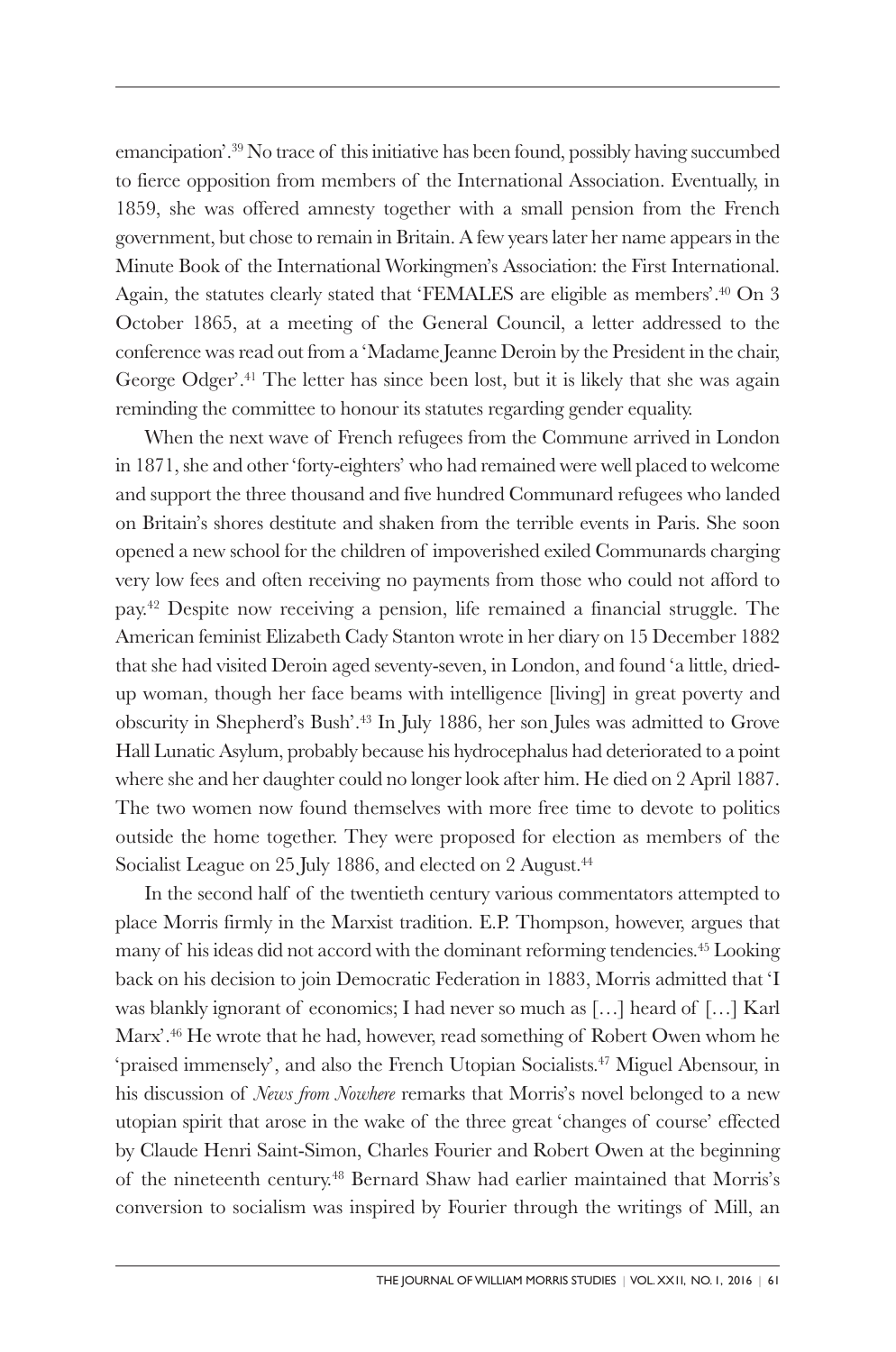emancipation'.[39] No trace of this initiative has been found, possibly having succumbed to fierce opposition from members of the International Association. Eventually, in 1859, she was offered amnesty together with a small pension from the French government, but chose to remain in Britain. A few years later her name appears in the Minute Book of the International Workingmen's Association: the First International. Again, the statutes clearly stated that 'FEMALES are eligible as members'.[40] On 3 October 1865, at a meeting of the General Council, a letter addressed to the conference was read out from a 'Madame Jeanne Deroin by the President in the chair, George Odger'.[41] The letter has since been lost, but it is likely that she was again reminding the committee to honour its statutes regarding gender equality.

When the next wave of French refugees from the Commune arrived in London in 1871, she and other 'forty-eighters' who had remained were well placed to welcome and support the three thousand and five hundred Communard refugees who landed on Britain's shores destitute and shaken from the terrible events in Paris. She soon opened a new school for the children of impoverished exiled Communards charging very low fees and often receiving no payments from those who could not afford to pay.[42] Despite now receiving a pension, life remained a financial struggle. The American feminist Elizabeth Cady Stanton wrote in her diary on 15 December 1882 that she had visited Deroin aged seventy-seven, in London, and found 'a little, dried-up woman, though her face beams with intelligence [living] in great poverty and obscurity in Shepherd's Bush'.[43] In July 1886, her son Jules was admitted to Grove Hall Lunatic Asylum, probably because his hydrocephalus had deteriorated to a point where she and her daughter could no longer look after him. He died on 2 April 1887. The two women now found themselves with more free time to devote to politics outside the home together. They were proposed for election as members of the Socialist League on 25 July 1886, and elected on 2 August.[44]

In the second half of the twentieth century various commentators attempted to place Morris firmly in the Marxist tradition. E.P. Thompson, however, argues that many of his ideas did not accord with the dominant reforming tendencies.[45] Looking back on his decision to join Democratic Federation in 1883, Morris admitted that 'I was blankly ignorant of economics; I had never so much as […] heard of […] Karl Marx'.[46] He wrote that he had, however, read something of Robert Owen whom he 'praised immensely', and also the French Utopian Socialists.[47] Miguel Abensour, in his discussion of *News from Nowhere* remarks that Morris's novel belonged to a new utopian spirit that arose in the wake of the three great 'changes of course' effected by Claude Henri Saint-Simon, Charles Fourier and Robert Owen at the beginning of the nineteenth century.[48] Bernard Shaw had earlier maintained that Morris's conversion to socialism was inspired by Fourier through the writings of Mill, an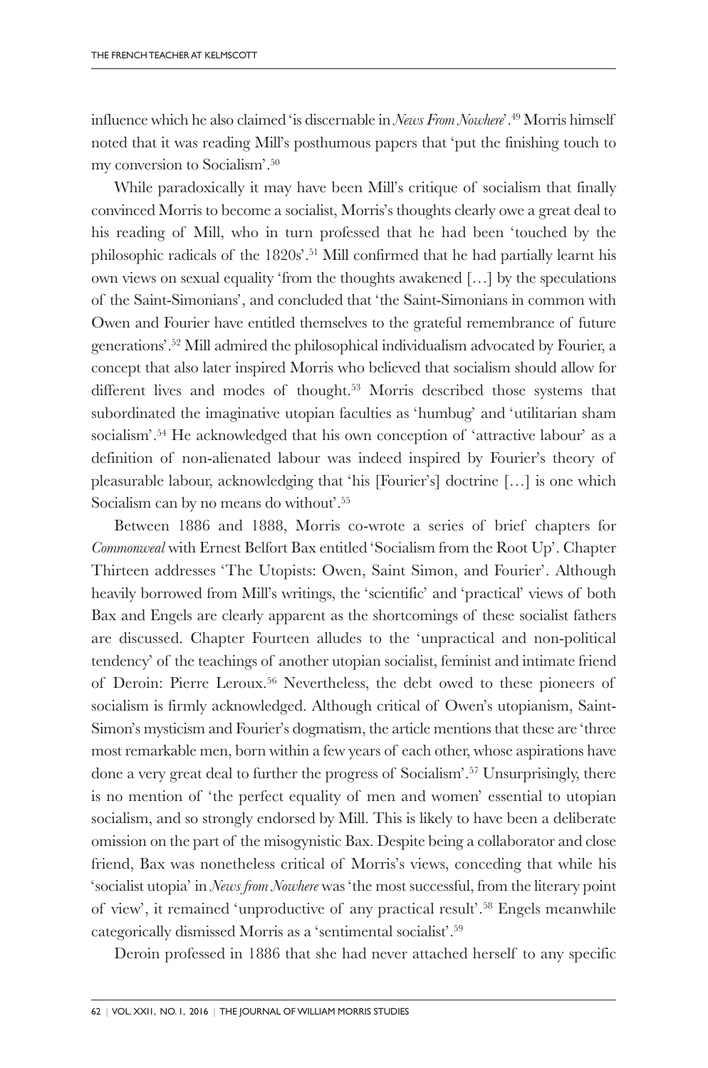influence which he also claimed 'is discernable in *News From Nowhere*'.[49] Morris himself noted that it was reading Mill's posthumous papers that 'put the finishing touch to my conversion to Socialism'.[50]

While paradoxically it may have been Mill's critique of socialism that finally convinced Morris to become a socialist, Morris's thoughts clearly owe a great deal to his reading of Mill, who in turn professed that he had been 'touched by the philosophic radicals of the 1820s'.[51] Mill confirmed that he had partially learnt his own views on sexual equality 'from the thoughts awakened […] by the speculations of the Saint-Simonians', and concluded that 'the Saint-Simonians in common with Owen and Fourier have entitled themselves to the grateful remembrance of future generations'.[52] Mill admired the philosophical individualism advocated by Fourier, a concept that also later inspired Morris who believed that socialism should allow for different lives and modes of thought.[53] Morris described those systems that subordinated the imaginative utopian faculties as 'humbug' and 'utilitarian sham socialism'.[54] He acknowledged that his own conception of 'attractive labour' as a definition of non-alienated labour was indeed inspired by Fourier's theory of pleasurable labour, acknowledging that 'his [Fourier's] doctrine […] is one which Socialism can by no means do without'.[55]

Between 1886 and 1888, Morris co-wrote a series of brief chapters for *Commonweal* with Ernest Belfort Bax entitled 'Socialism from the Root Up'. Chapter Thirteen addresses 'The Utopists: Owen, Saint Simon, and Fourier'. Although heavily borrowed from Mill's writings, the 'scientific' and 'practical' views of both Bax and Engels are clearly apparent as the shortcomings of these socialist fathers are discussed. Chapter Fourteen alludes to the 'unpractical and non-political tendency' of the teachings of another utopian socialist, feminist and intimate friend of Deroin: Pierre Leroux.[56] Nevertheless, the debt owed to these pioneers of socialism is firmly acknowledged. Although critical of Owen's utopianism, Saint-Simon's mysticism and Fourier's dogmatism, the article mentions that these are 'three most remarkable men, born within a few years of each other, whose aspirations have done a very great deal to further the progress of Socialism'.[57] Unsurprisingly, there is no mention of 'the perfect equality of men and women' essential to utopian socialism, and so strongly endorsed by Mill. This is likely to have been a deliberate omission on the part of the misogynistic Bax. Despite being a collaborator and close friend, Bax was nonetheless critical of Morris's views, conceding that while his 'socialist utopia' in *News from Nowhere* was 'the most successful, from the literary point of view', it remained 'unproductive of any practical result'.[58] Engels meanwhile categorically dismissed Morris as a 'sentimental socialist'.[59]

Deroin professed in 1886 that she had never attached herself to any specific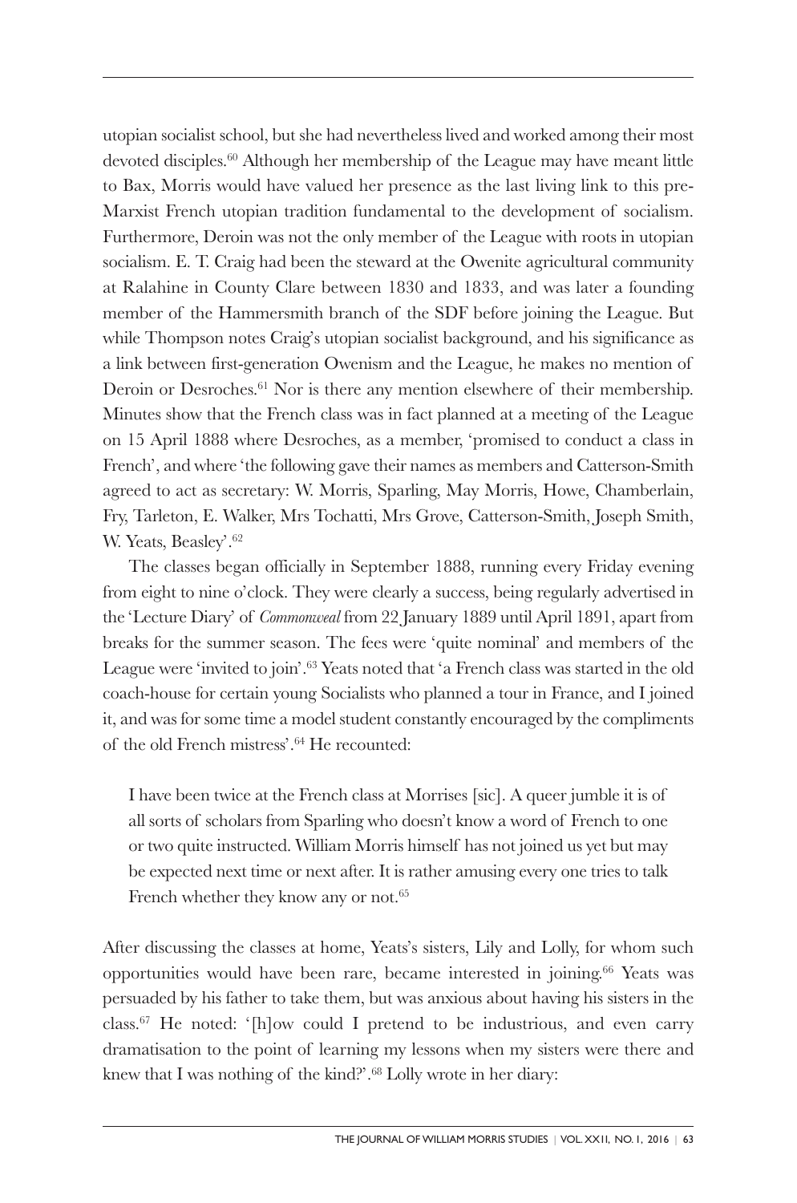utopian socialist school, but she had nevertheless lived and worked among their most devoted disciples.[60] Although her membership of the League may have meant little to Bax, Morris would have valued her presence as the last living link to this pre-Marxist French utopian tradition fundamental to the development of socialism. Furthermore, Deroin was not the only member of the League with roots in utopian socialism. E. T. Craig had been the steward at the Owenite agricultural community at Ralahine in County Clare between 1830 and 1833, and was later a founding member of the Hammersmith branch of the SDF before joining the League. But while Thompson notes Craig's utopian socialist background, and his significance as a link between first-generation Owenism and the League, he makes no mention of Deroin or Desroches.[61] Nor is there any mention elsewhere of their membership. Minutes show that the French class was in fact planned at a meeting of the League on 15 April 1888 where Desroches, as a member, 'promised to conduct a class in French', and where 'the following gave their names as members and Catterson-Smith agreed to act as secretary: W. Morris, Sparling, May Morris, Howe, Chamberlain, Fry, Tarleton, E. Walker, Mrs Tochatti, Mrs Grove, Catterson-Smith, Joseph Smith, W. Yeats, Beasley'.[62]

The classes began officially in September 1888, running every Friday evening from eight to nine o'clock. They were clearly a success, being regularly advertised in the 'Lecture Diary' of *Commonweal* from 22 January 1889 until April 1891, apart from breaks for the summer season. The fees were 'quite nominal' and members of the League were 'invited to join'.[63] Yeats noted that 'a French class was started in the old coach-house for certain young Socialists who planned a tour in France, and I joined it, and was for some time a model student constantly encouraged by the compliments of the old French mistress'.[64] He recounted:

> I have been twice at the French class at Morrises [sic]. A queer jumble it is of all sorts of scholars from Sparling who doesn't know a word of French to one or two quite instructed. William Morris himself has not joined us yet but may be expected next time or next after. It is rather amusing every one tries to talk French whether they know any or not.[65]

After discussing the classes at home, Yeats's sisters, Lily and Lolly, for whom such opportunities would have been rare, became interested in joining.[66] Yeats was persuaded by his father to take them, but was anxious about having his sisters in the class.[67] He noted: '[h]ow could I pretend to be industrious, and even carry dramatisation to the point of learning my lessons when my sisters were there and knew that I was nothing of the kind?'.[68] Lolly wrote in her diary: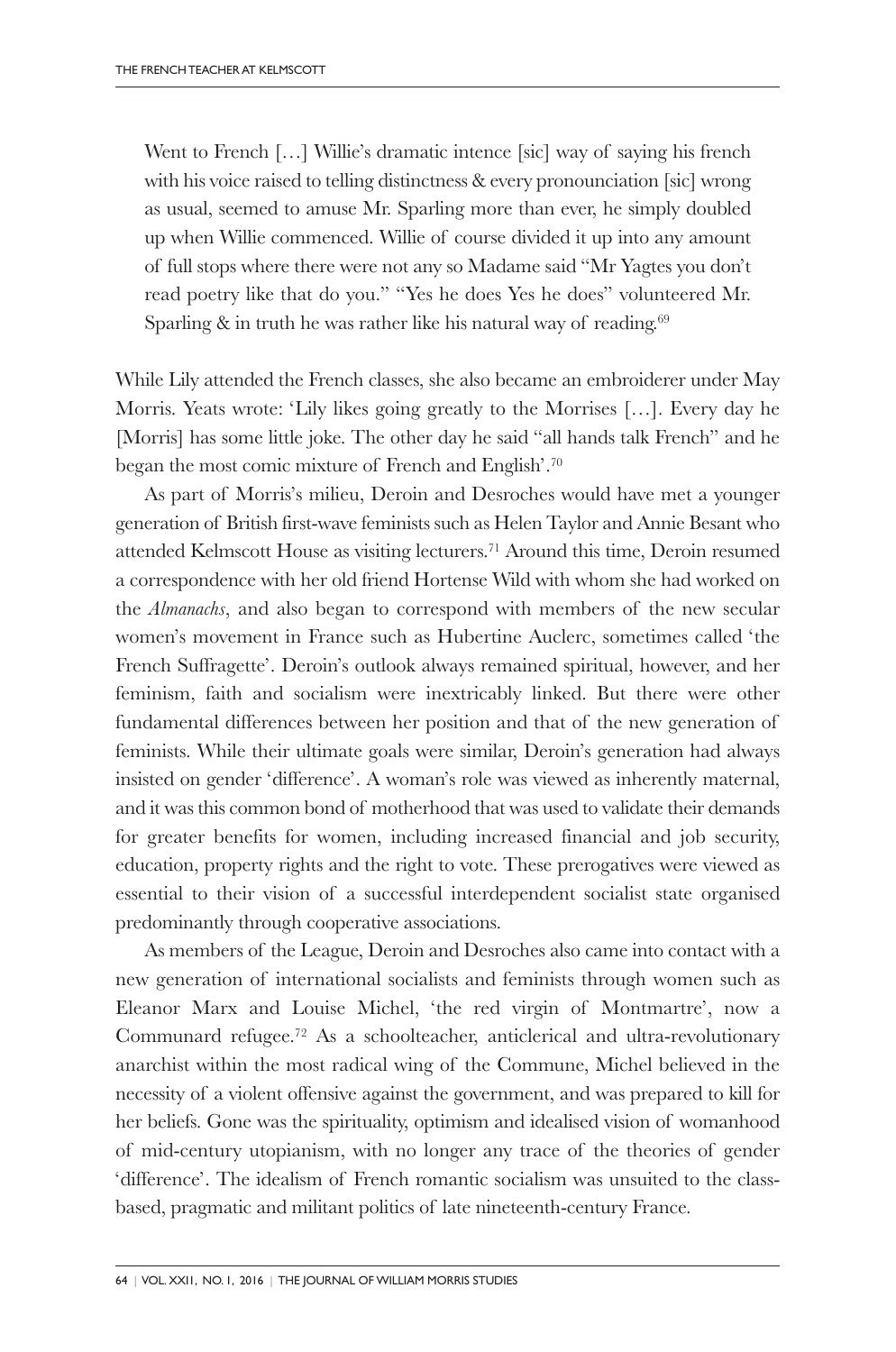> Went to French […] Willie's dramatic intence [sic] way of saying his french with his voice raised to telling distinctness & every pronounciation [sic] wrong as usual, seemed to amuse Mr. Sparling more than ever, he simply doubled up when Willie commenced. Willie of course divided it up into any amount of full stops where there were not any so Madame said "Mr Yagtes you don't read poetry like that do you." "Yes he does Yes he does" volunteered Mr. Sparling & in truth he was rather like his natural way of reading.[69]

While Lily attended the French classes, she also became an embroiderer under May Morris. Yeats wrote: 'Lily likes going greatly to the Morrises […]. Every day he [Morris] has some little joke. The other day he said "all hands talk French" and he began the most comic mixture of French and English'.[70]

As part of Morris's milieu, Deroin and Desroches would have met a younger generation of British first-wave feminists such as Helen Taylor and Annie Besant who attended Kelmscott House as visiting lecturers.[71] Around this time, Deroin resumed a correspondence with her old friend Hortense Wild with whom she had worked on the *Almanachs*, and also began to correspond with members of the new secular women's movement in France such as Hubertine Auclerc, sometimes called 'the French Suffragette'. Deroin's outlook always remained spiritual, however, and her feminism, faith and socialism were inextricably linked. But there were other fundamental differences between her position and that of the new generation of feminists. While their ultimate goals were similar, Deroin's generation had always insisted on gender 'difference'. A woman's role was viewed as inherently maternal, and it was this common bond of motherhood that was used to validate their demands for greater benefits for women, including increased financial and job security, education, property rights and the right to vote. These prerogatives were viewed as essential to their vision of a successful interdependent socialist state organised predominantly through cooperative associations.

As members of the League, Deroin and Desroches also came into contact with a new generation of international socialists and feminists through women such as Eleanor Marx and Louise Michel, 'the red virgin of Montmartre', now a Communard refugee.[72] As a schoolteacher, anticlerical and ultra-revolutionary anarchist within the most radical wing of the Commune, Michel believed in the necessity of a violent offensive against the government, and was prepared to kill for her beliefs. Gone was the spirituality, optimism and idealised vision of womanhood of mid-century utopianism, with no longer any trace of the theories of gender 'difference'. The idealism of French romantic socialism was unsuited to the class-based, pragmatic and militant politics of late nineteenth-century France.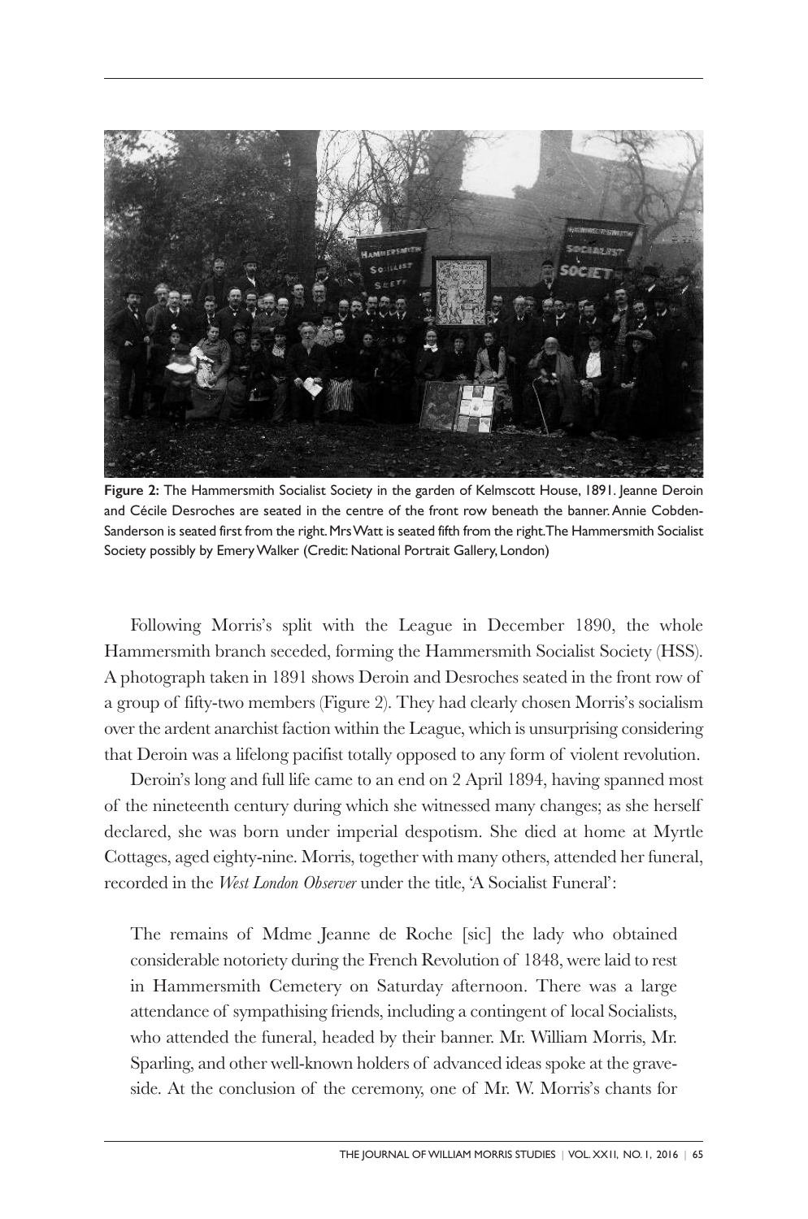Figure 2: The Hammersmith Socialist Society in the garden of Kelmscott House, 1891. Jeanne Deroin and Cécile Desroches are seated in the centre of the front row beneath the banner. Annie Cobden-Sanderson is seated first from the right. Mrs Watt is seated fifth from the right. The Hammersmith Socialist Society possibly by Emery Walker (Credit: National Portrait Gallery, London)

Following Morris's split with the League in December 1890, the whole Hammersmith branch seceded, forming the Hammersmith Socialist Society (HSS). A photograph taken in 1891 shows Deroin and Desroches seated in the front row of a group of fifty-two members (Figure 2). They had clearly chosen Morris's socialism over the ardent anarchist faction within the League, which is unsurprising considering that Deroin was a lifelong pacifist totally opposed to any form of violent revolution.

Deroin's long and full life came to an end on 2 April 1894, having spanned most of the nineteenth century during which she witnessed many changes; as she herself declared, she was born under imperial despotism. She died at home at Myrtle Cottages, aged eighty-nine. Morris, together with many others, attended her funeral, recorded in the *West London Observer* under the title, 'A Socialist Funeral':

> The remains of Mdme Jeanne de Roche [sic] the lady who obtained considerable notoriety during the French Revolution of 1848, were laid to rest in Hammersmith Cemetery on Saturday afternoon. There was a large attendance of sympathising friends, including a contingent of local Socialists, who attended the funeral, headed by their banner. Mr. William Morris, Mr. Sparling, and other well-known holders of advanced ideas spoke at the grave-side. At the conclusion of the ceremony, one of Mr. W. Morris's chants for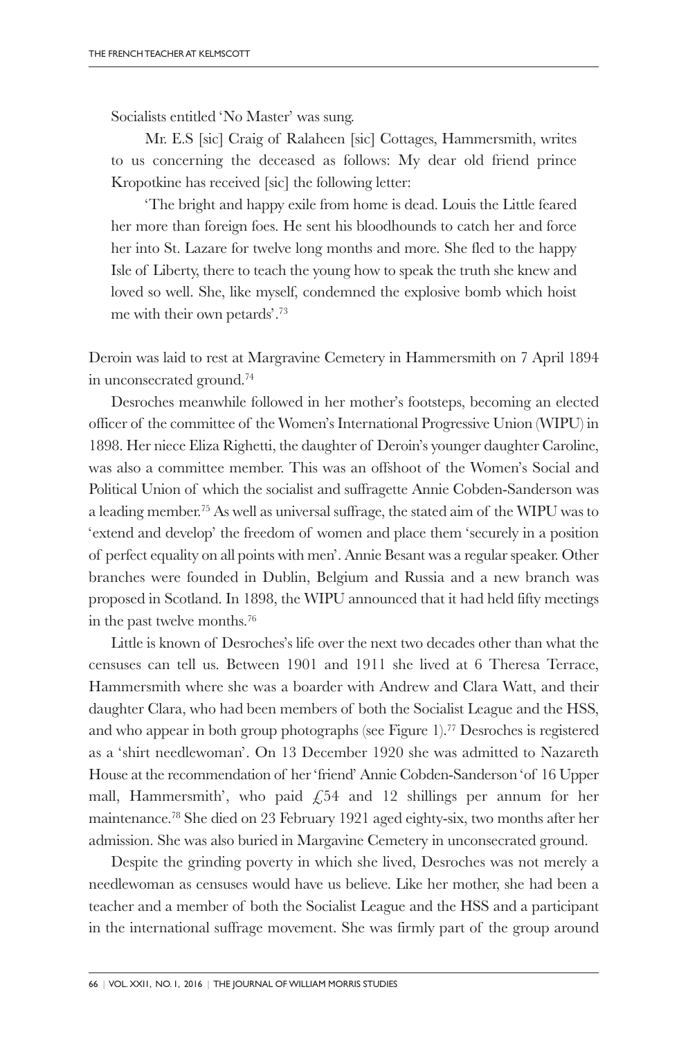Socialists entitled 'No Master' was sung.

Mr. E.S [sic] Craig of Ralaheen [sic] Cottages, Hammersmith, writes to us concerning the deceased as follows: My dear old friend prince Kropotkine has received [sic] the following letter:

'The bright and happy exile from home is dead. Louis the Little feared her more than foreign foes. He sent his bloodhounds to catch her and force her into St. Lazare for twelve long months and more. She fled to the happy Isle of Liberty, there to teach the young how to speak the truth she knew and loved so well. She, like myself, condemned the explosive bomb which hoist me with their own petards'.[73]

Deroin was laid to rest at Margravine Cemetery in Hammersmith on 7 April 1894 in unconsecrated ground.[74]

Desroches meanwhile followed in her mother's footsteps, becoming an elected officer of the committee of the Women's International Progressive Union (WIPU) in 1898. Her niece Eliza Righetti, the daughter of Deroin's younger daughter Caroline, was also a committee member. This was an offshoot of the Women's Social and Political Union of which the socialist and suffragette Annie Cobden-Sanderson was a leading member.[75] As well as universal suffrage, the stated aim of the WIPU was to 'extend and develop' the freedom of women and place them 'securely in a position of perfect equality on all points with men'. Annie Besant was a regular speaker. Other branches were founded in Dublin, Belgium and Russia and a new branch was proposed in Scotland. In 1898, the WIPU announced that it had held fifty meetings in the past twelve months.[76]

Little is known of Desroches's life over the next two decades other than what the censuses can tell us. Between 1901 and 1911 she lived at 6 Theresa Terrace, Hammersmith where she was a boarder with Andrew and Clara Watt, and their daughter Clara, who had been members of both the Socialist League and the HSS, and who appear in both group photographs (see Figure 1).[77] Desroches is registered as a 'shirt needlewoman'. On 13 December 1920 she was admitted to Nazareth House at the recommendation of her 'friend' Annie Cobden-Sanderson 'of 16 Upper mall, Hammersmith', who paid £54 and 12 shillings per annum for her maintenance.[78] She died on 23 February 1921 aged eighty-six, two months after her admission. She was also buried in Margavine Cemetery in unconsecrated ground.

Despite the grinding poverty in which she lived, Desroches was not merely a needlewoman as censuses would have us believe. Like her mother, she had been a teacher and a member of both the Socialist League and the HSS and a participant in the international suffrage movement. She was firmly part of the group around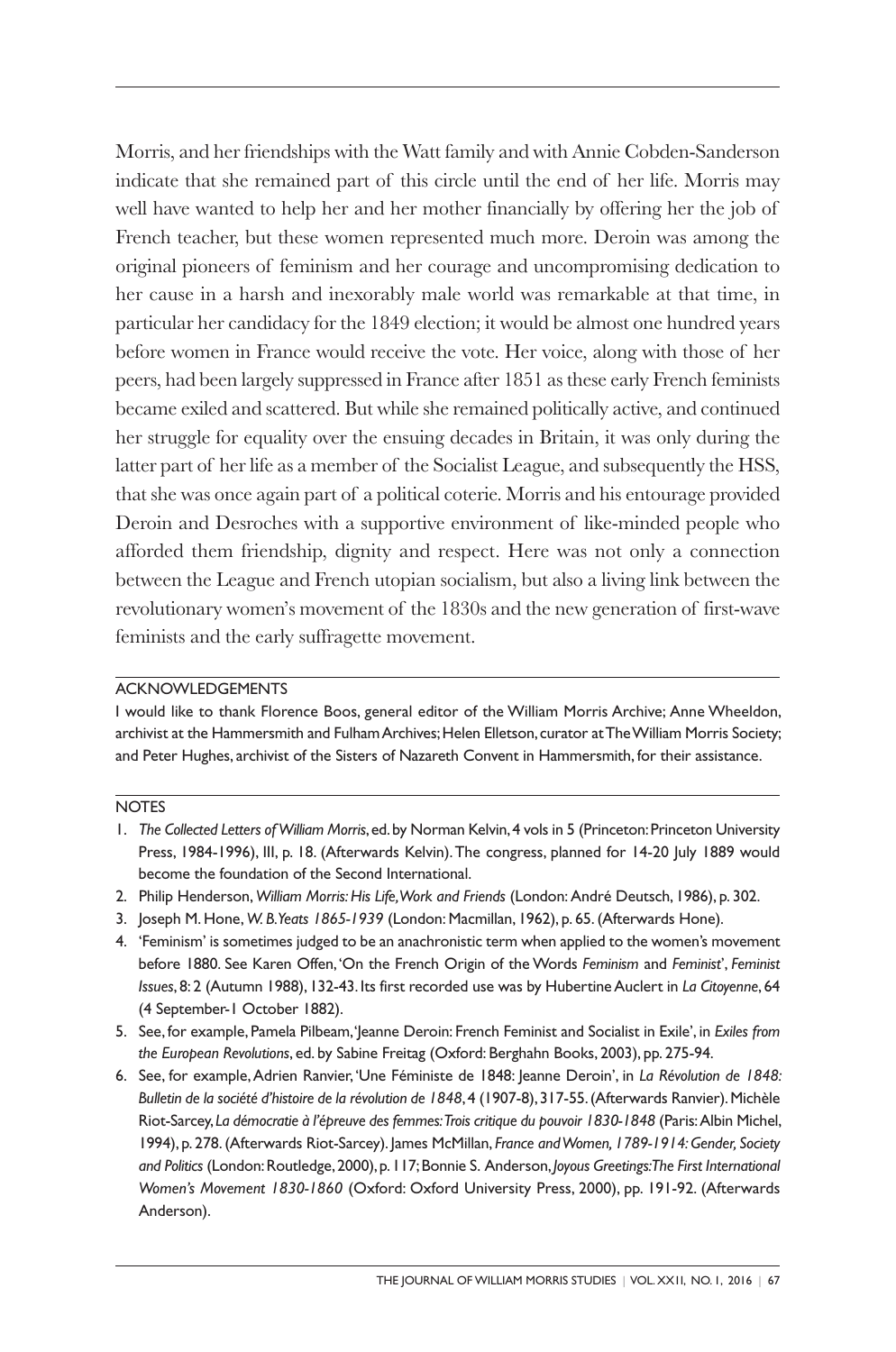Morris, and her friendships with the Watt family and with Annie Cobden-Sanderson indicate that she remained part of this circle until the end of her life. Morris may well have wanted to help her and her mother financially by offering her the job of French teacher, but these women represented much more. Deroin was among the original pioneers of feminism and her courage and uncompromising dedication to her cause in a harsh and inexorably male world was remarkable at that time, in particular her candidacy for the 1849 election; it would be almost one hundred years before women in France would receive the vote. Her voice, along with those of her peers, had been largely suppressed in France after 1851 as these early French feminists became exiled and scattered. But while she remained politically active, and continued her struggle for equality over the ensuing decades in Britain, it was only during the latter part of her life as a member of the Socialist League, and subsequently the HSS, that she was once again part of a political coterie. Morris and his entourage provided Deroin and Desroches with a supportive environment of like-minded people who afforded them friendship, dignity and respect. Here was not only a connection between the League and French utopian socialism, but also a living link between the revolutionary women's movement of the 1830s and the new generation of first-wave feminists and the early suffragette movement.

## ACKNOWLEDGEMENTS

I would like to thank Florence Boos, general editor of the William Morris Archive; Anne Wheeldon, archivist at the Hammersmith and Fulham Archives; Helen Elletson, curator at The William Morris Society; and Peter Hughes, archivist of the Sisters of Nazareth Convent in Hammersmith, for their assistance.

## NOTES

1. *The Collected Letters of William Morris*, ed. by Norman Kelvin, 4 vols in 5 (Princeton: Princeton University Press, 1984-1996), III, p. 18. (Afterwards Kelvin). The congress, planned for 14-20 July 1889 would become the foundation of the Second International.
2. Philip Henderson, *William Morris: His Life, Work and Friends* (London: André Deutsch, 1986), p. 302.
3. Joseph M. Hone, *W. B. Yeats 1865-1939* (London: Macmillan, 1962), p. 65. (Afterwards Hone).
4. 'Feminism' is sometimes judged to be an anachronistic term when applied to the women's movement before 1880. See Karen Offen, 'On the French Origin of the Words *Feminism* and *Feminist*', *Feminist Issues*, 8: 2 (Autumn 1988), 132-43. Its first recorded use was by Hubertine Auclert in *La Citoyenne*, 64 (4 September-1 October 1882).
5. See, for example, Pamela Pilbeam, 'Jeanne Deroin: French Feminist and Socialist in Exile', in *Exiles from the European Revolutions*, ed. by Sabine Freitag (Oxford: Berghahn Books, 2003), pp. 275-94.
6. See, for example, Adrien Ranvier, 'Une Féministe de 1848: Jeanne Deroin', in *La Révolution de 1848: Bulletin de la société d'histoire de la révolution de 1848*, 4 (1907-8), 317-55. (Afterwards Ranvier). Michèle Riot-Sarcey, *La démocratie à l'épreuve des femmes: Trois critique du pouvoir 1830-1848* (Paris: Albin Michel, 1994), p. 278. (Afterwards Riot-Sarcey). James McMillan, *France and Women, 1789-1914: Gender, Society and Politics* (London: Routledge, 2000), p. 117; Bonnie S. Anderson, *Joyous Greetings: The First International Women's Movement 1830-1860* (Oxford: Oxford University Press, 2000), pp. 191-92. (Afterwards Anderson).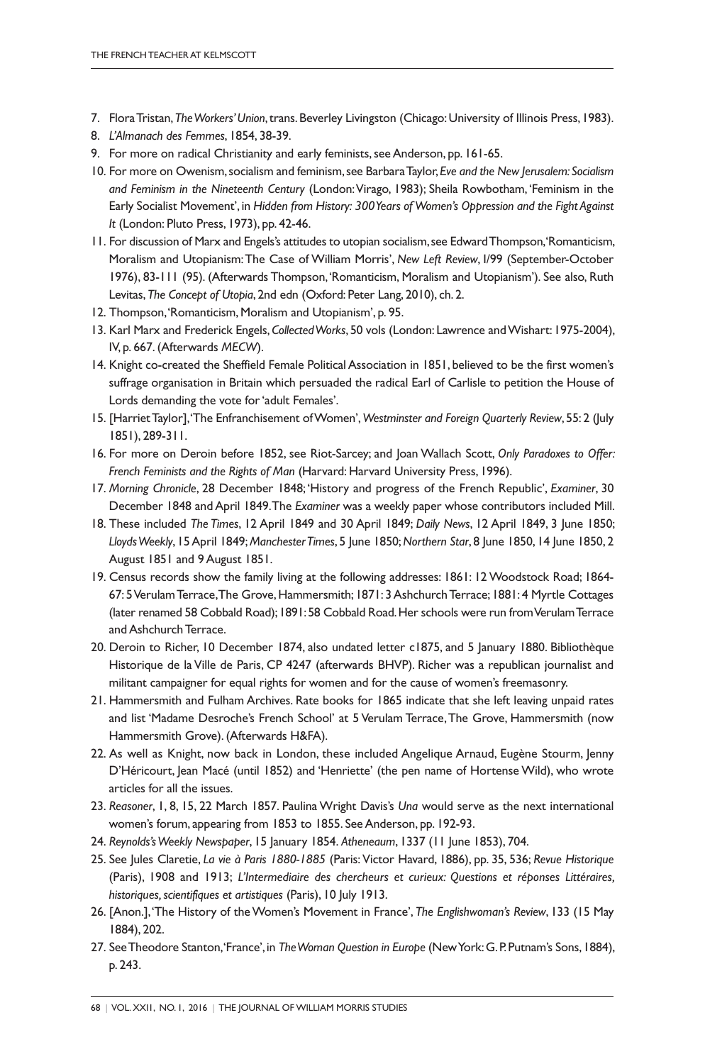7. Flora Tristan, *The Workers' Union*, trans. Beverley Livingston (Chicago: University of Illinois Press, 1983).
8. *L'Almanach des Femmes*, 1854, 38-39.
9. For more on radical Christianity and early feminists, see Anderson, pp. 161-65.
10. For more on Owenism, socialism and feminism, see Barbara Taylor, *Eve and the New Jerusalem: Socialism and Feminism in the Nineteenth Century* (London: Virago, 1983); Sheila Rowbotham, 'Feminism in the Early Socialist Movement', in *Hidden from History: 300 Years of Women's Oppression and the Fight Against It* (London: Pluto Press, 1973), pp. 42-46.
11. For discussion of Marx and Engels's attitudes to utopian socialism, see Edward Thompson, 'Romanticism, Moralism and Utopianism: The Case of William Morris', *New Left Review*, I/99 (September-October 1976), 83-111 (95). (Afterwards Thompson, 'Romanticism, Moralism and Utopianism'). See also, Ruth Levitas, *The Concept of Utopia*, 2nd edn (Oxford: Peter Lang, 2010), ch. 2.
12. Thompson, 'Romanticism, Moralism and Utopianism', p. 95.
13. Karl Marx and Frederick Engels, *Collected Works*, 50 vols (London: Lawrence and Wishart: 1975-2004), IV, p. 667. (Afterwards *MECW*).
14. Knight co-created the Sheffield Female Political Association in 1851, believed to be the first women's suffrage organisation in Britain which persuaded the radical Earl of Carlisle to petition the House of Lords demanding the vote for 'adult Females'.
15. [Harriet Taylor], 'The Enfranchisement of Women', *Westminster and Foreign Quarterly Review*, 55: 2 (July 1851), 289-311.
16. For more on Deroin before 1852, see Riot-Sarcey; and Joan Wallach Scott, *Only Paradoxes to Offer: French Feminists and the Rights of Man* (Harvard: Harvard University Press, 1996).
17. *Morning Chronicle*, 28 December 1848; 'History and progress of the French Republic', *Examiner*, 30 December 1848 and April 1849. The *Examiner* was a weekly paper whose contributors included Mill.
18. These included *The Times*, 12 April 1849 and 30 April 1849; *Daily News*, 12 April 1849, 3 June 1850; *Lloyds Weekly*, 15 April 1849; *Manchester Times*, 5 June 1850; *Northern Star*, 8 June 1850, 14 June 1850, 2 August 1851 and 9 August 1851.
19. Census records show the family living at the following addresses: 1861: 12 Woodstock Road; 1864-67: 5 Verulam Terrace, The Grove, Hammersmith; 1871: 3 Ashchurch Terrace; 1881: 4 Myrtle Cottages (later renamed 58 Cobbald Road); 1891: 58 Cobbald Road. Her schools were run from Verulam Terrace and Ashchurch Terrace.
20. Deroin to Richer, 10 December 1874, also undated letter c1875, and 5 January 1880. Bibliothèque Historique de la Ville de Paris, CP 4247 (afterwards BHVP). Richer was a republican journalist and militant campaigner for equal rights for women and for the cause of women's freemasonry.
21. Hammersmith and Fulham Archives. Rate books for 1865 indicate that she left leaving unpaid rates and list 'Madame Desroche's French School' at 5 Verulam Terrace, The Grove, Hammersmith (now Hammersmith Grove). (Afterwards H&FA).
22. As well as Knight, now back in London, these included Angelique Arnaud, Eugène Stourm, Jenny D'Héricourt, Jean Macé (until 1852) and 'Henriette' (the pen name of Hortense Wild), who wrote articles for all the issues.
23. *Reasoner*, 1, 8, 15, 22 March 1857. Paulina Wright Davis's *Una* would serve as the next international women's forum, appearing from 1853 to 1855. See Anderson, pp. 192-93.
24. *Reynolds's Weekly Newspaper*, 15 January 1854. *Atheneaum*, 1337 (11 June 1853), 704.
25. See Jules Claretie, *La vie à Paris 1880-1885* (Paris: Victor Havard, 1886), pp. 35, 536; *Revue Historique* (Paris), 1908 and 1913; *L'Intermediaire des chercheurs et curieux: Questions et réponses Littéraires, historiques, scientifiques et artistiques* (Paris), 10 July 1913.
26. [Anon.], 'The History of the Women's Movement in France', *The Englishwoman's Review*, 133 (15 May 1884), 202.
27. See Theodore Stanton, 'France', in *The Woman Question in Europe* (New York: G. P. Putnam's Sons, 1884), p. 243.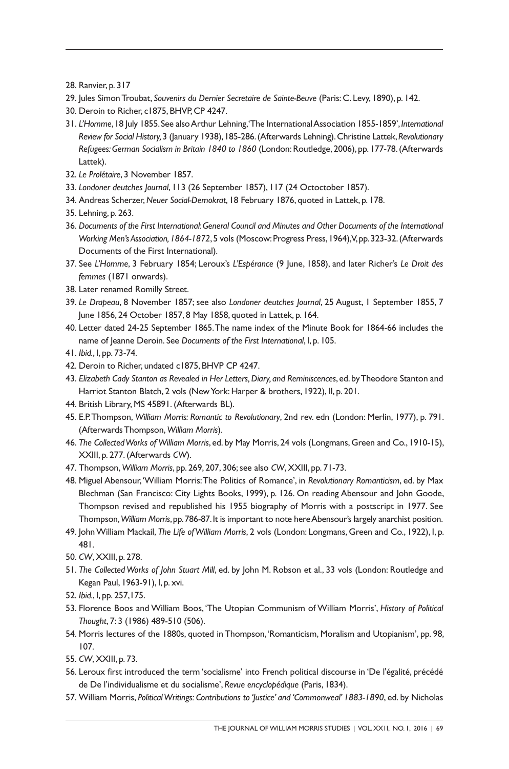28. Ranvier, p. 317
29. Jules Simon Troubat, *Souvenirs du Dernier Secretaire de Sainte-Beuve* (Paris: C. Levy, 1890), p. 142.
30. Deroin to Richer, c1875, BHVP, CP 4247.
31. *L'Homme*, 18 July 1855. See also Arthur Lehning, 'The International Association 1855-1859', *International Review for Social History,* 3 (January 1938), 185-286. (Afterwards Lehning). Christine Lattek, *Revolutionary Refugees: German Socialism in Britain 1840 to 1860* (London: Routledge, 2006), pp. 177-78. (Afterwards Lattek).
32. *Le Prolétaire*, 3 November 1857.
33. *Londoner deutches Journal*, 113 (26 September 1857), 117 (24 Octoctober 1857).
34. Andreas Scherzer, *Neuer Social-Demokrat*, 18 February 1876, quoted in Lattek, p. 178.
35. Lehning, p. 263.
36. *Documents of the First International: General Council and Minutes and Other Documents of the International Working Men's Association, 1864-1872*, 5 vols (Moscow: Progress Press, 1964), V, pp. 323-32. (Afterwards Documents of the First International).
37. See *L'Homme*, 3 February 1854; Leroux's *L'Espérance* (9 June, 1858), and later Richer's *Le Droit des femmes* (1871 onwards).
38. Later renamed Romilly Street.
39. *Le Drapeau*, 8 November 1857; see also *Londoner deutches Journal*, 25 August, 1 September 1855, 7 June 1856, 24 October 1857, 8 May 1858, quoted in Lattek, p. 164.
40. Letter dated 24-25 September 1865. The name index of the Minute Book for 1864-66 includes the name of Jeanne Deroin. See *Documents of the First International*, I, p. 105.
41. *Ibid.*, I, pp. 73-74.
42. Deroin to Richer, undated c1875, BHVP CP 4247.
43. *Elizabeth Cady Stanton as Revealed in Her Letters, Diary, and Reminiscences*, ed. by Theodore Stanton and Harriot Stanton Blatch, 2 vols (New York: Harper & brothers, 1922), II, p. 201.
44. British Library, MS 45891. (Afterwards BL).
45. E.P. Thompson, *William Morris: Romantic to Revolutionary*, 2nd rev. edn (London: Merlin, 1977), p. 791. (Afterwards Thompson, *William Morris*).
46. *The Collected Works of William Morris*, ed. by May Morris, 24 vols (Longmans, Green and Co., 1910-15), XXIII, p. 277. (Afterwards *CW*).
47. Thompson, *William Morris*, pp. 269, 207, 306; see also *CW*, XXIII, pp. 71-73.
48. Miguel Abensour, 'William Morris: The Politics of Romance', in *Revolutionary Romanticism*, ed. by Max Blechman (San Francisco: City Lights Books, 1999), p. 126. On reading Abensour and John Goode, Thompson revised and republished his 1955 biography of Morris with a postscript in 1977. See Thompson, *William Morris*, pp. 786-87. It is important to note here Abensour's largely anarchist position.
49. John William Mackail, *The Life of William Morris*, 2 vols (London: Longmans, Green and Co., 1922), I, p. 481.
50. *CW*, XXIII, p. 278.
51. *The Collected Works of John Stuart Mill*, ed. by John M. Robson et al., 33 vols (London: Routledge and Kegan Paul, 1963-91), I, p. xvi.
52. *Ibid.*, I, pp. 257,175.
53. Florence Boos and William Boos, 'The Utopian Communism of William Morris', *History of Political Thought*, 7: 3 (1986) 489-510 (506).
54. Morris lectures of the 1880s, quoted in Thompson, 'Romanticism, Moralism and Utopianism', pp. 98, 107.
55. *CW*, XXIII, p. 73.
56. Leroux first introduced the term 'socialisme' into French political discourse in 'De l'égalité, précédé de De l'individualisme et du socialisme', *Revue encyclopédique* (Paris, 1834).
57. William Morris, *Political Writings: Contributions to 'Justice' and 'Commonweal' 1883-1890*, ed. by Nicholas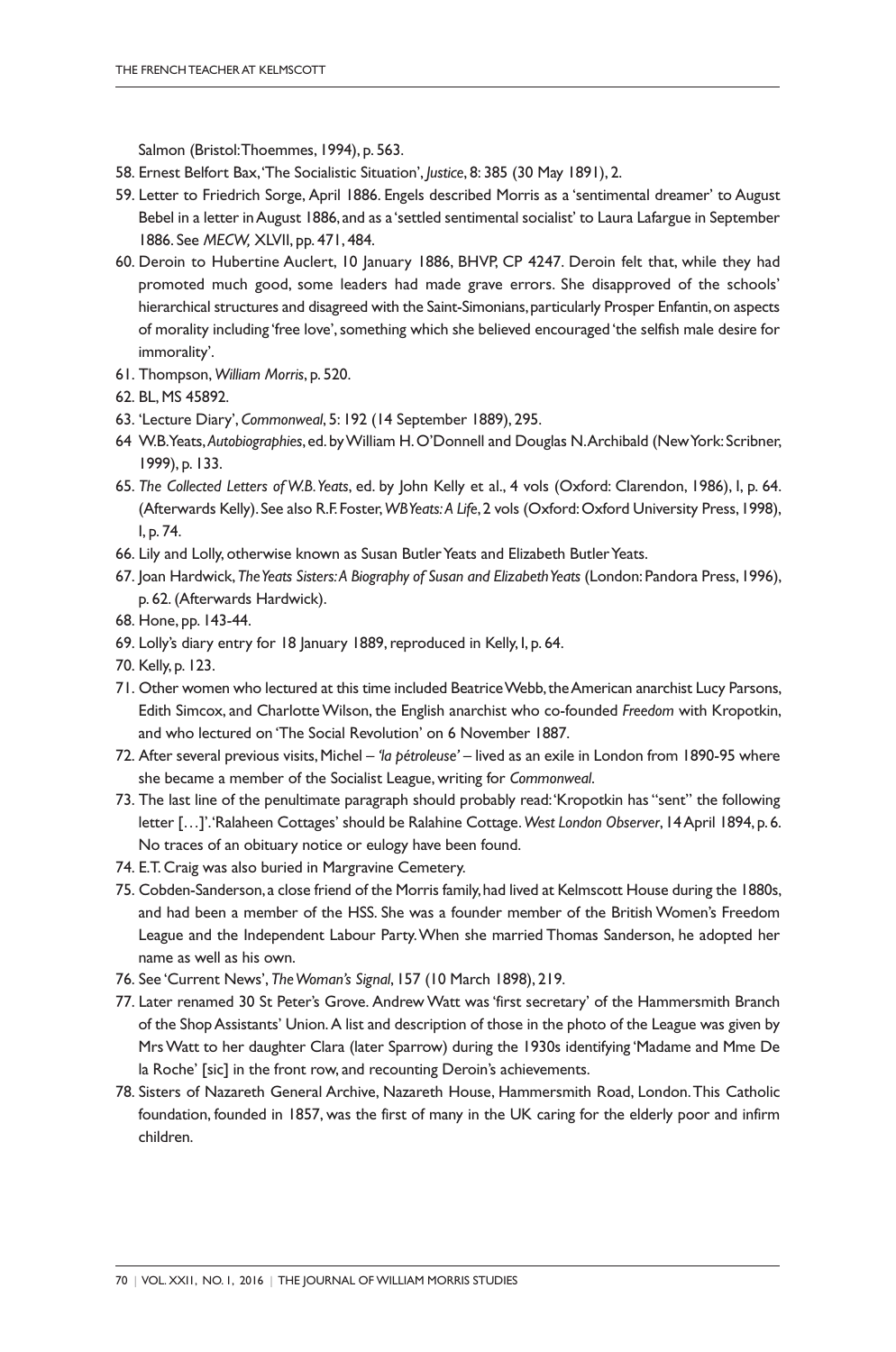Salmon (Bristol: Thoemmes, 1994), p. 563.

58. Ernest Belfort Bax, 'The Socialistic Situation', *Justice*, 8: 385 (30 May 1891), 2.
59. Letter to Friedrich Sorge, April 1886. Engels described Morris as a 'sentimental dreamer' to August Bebel in a letter in August 1886, and as a 'settled sentimental socialist' to Laura Lafargue in September 1886. See *MECW,* XLVII, pp. 471, 484.
60. Deroin to Hubertine Auclert, 10 January 1886, BHVP, CP 4247. Deroin felt that, while they had promoted much good, some leaders had made grave errors. She disapproved of the schools' hierarchical structures and disagreed with the Saint-Simonians, particularly Prosper Enfantin, on aspects of morality including 'free love', something which she believed encouraged 'the selfish male desire for immorality'.
61. Thompson, *William Morris*, p. 520.
62. BL, MS 45892.
63. 'Lecture Diary', *Commonweal*, 5: 192 (14 September 1889), 295.
64. W.B. Yeats, *Autobiographies*, ed. by William H. O'Donnell and Douglas N. Archibald (New York: Scribner, 1999), p. 133.
65. *The Collected Letters of W.B. Yeats*, ed. by John Kelly et al., 4 vols (Oxford: Clarendon, 1986), I, p. 64. (Afterwards Kelly). See also R.F. Foster, *WB Yeats: A Life*, 2 vols (Oxford: Oxford University Press, 1998), I, p. 74.
66. Lily and Lolly, otherwise known as Susan Butler Yeats and Elizabeth Butler Yeats.
67. Joan Hardwick, *The Yeats Sisters: A Biography of Susan and Elizabeth Yeats* (London: Pandora Press, 1996), p. 62. (Afterwards Hardwick).
68. Hone, pp. 143-44.
69. Lolly's diary entry for 18 January 1889, reproduced in Kelly, I, p. 64.
70. Kelly, p. 123.
71. Other women who lectured at this time included Beatrice Webb, the American anarchist Lucy Parsons, Edith Simcox, and Charlotte Wilson, the English anarchist who co-founded *Freedom* with Kropotkin, and who lectured on 'The Social Revolution' on 6 November 1887.
72. After several previous visits, Michel – *'la pétroleuse'* – lived as an exile in London from 1890-95 where she became a member of the Socialist League, writing for *Commonweal*.
73. The last line of the penultimate paragraph should probably read: 'Kropotkin has "sent" the following letter […]'. 'Ralaheen Cottages' should be Ralahine Cottage. *West London Observer*, 14 April 1894, p. 6. No traces of an obituary notice or eulogy have been found.
74. E.T. Craig was also buried in Margravine Cemetery.
75. Cobden-Sanderson, a close friend of the Morris family, had lived at Kelmscott House during the 1880s, and had been a member of the HSS. She was a founder member of the British Women's Freedom League and the Independent Labour Party. When she married Thomas Sanderson, he adopted her name as well as his own.
76. See 'Current News', *The Woman's Signal*, 157 (10 March 1898), 219.
77. Later renamed 30 St Peter's Grove. Andrew Watt was 'first secretary' of the Hammersmith Branch of the Shop Assistants' Union. A list and description of those in the photo of the League was given by Mrs Watt to her daughter Clara (later Sparrow) during the 1930s identifying 'Madame and Mme De la Roche' [sic] in the front row, and recounting Deroin's achievements.
78. Sisters of Nazareth General Archive, Nazareth House, Hammersmith Road, London. This Catholic foundation, founded in 1857, was the first of many in the UK caring for the elderly poor and infirm children.